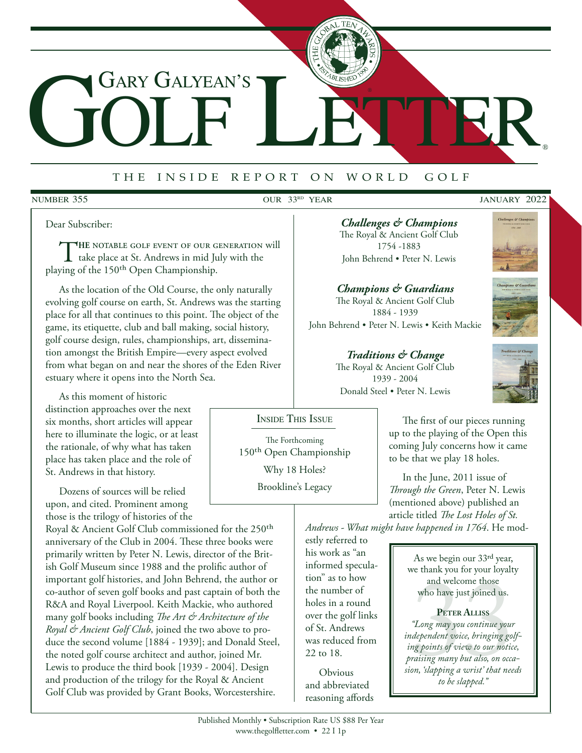# Gary Galyean's Golf Letter®

THE INSIDE REPORT ON WORLD GOLF

NUMBER 355 | OUR 33RD YEAR | JANUARY 2022

Dear Subscriber:

**THE NOTABLE GOLF EVENT OF OUR GENERATION** will take place at St. Andrews in mid July with the playing of the 150th Open Championship.

As the location of the Old Course, the only naturally evolving golf course on earth, St. Andrews was the starting place for all that continues to this point. The object of the game, its etiquette, club and ball making, social history, golf course design, rules, championships, art, dissemination amongst the British Empire—every aspect evolved from what began on and near the shores of the Eden River estuary where it opens into the North Sea.

As this moment of historic distinction approaches over the next six months, short articles will appear here to illuminate the logic, or at least the rationale, of why what has taken place has taken place and the role of St. Andrews in that history.

Dozens of sources will be relied upon, and cited. Prominent among those is the trilogy of histories of the Royal & Ancient Golf Club commissioned for the 250th anniversary of the Club in 2004. These three books were primarily written by Peter N. Lewis, director of the British Golf Museum since 1988 and the prolific author of important golf histories, and John Behrend, the author or co-author of seven golf books and past captain of both the R&A and Royal Liverpool. Keith Mackie, who authored many golf books including *The Art & Architecture of the Royal & Ancient Golf Club*, joined the two above to produce the second volume [1884 - 1939]; and Donald Steel, the noted golf course architect and author, joined Mr. Lewis to produce the third book [1939 - 2004]. Design and production of the trilogy for the Royal & Ancient Golf Club was provided by Grant Books, Worcestershire.

***Challenges & Champions***
The Royal & Ancient Golf Club
1754 -1883
John Behrend • Peter N. Lewis

***Champions & Guardians***
The Royal & Ancient Golf Club
1884 - 1939
John Behrend • Peter N. Lewis • Keith Mackie

***Traditions & Change***
The Royal & Ancient Golf Club
1939 - 2004
Donald Steel • Peter N. Lewis

> **INSIDE THIS ISSUE**
>
> The Forthcoming 150th Open Championship
>
> Why 18 Holes?
>
> Brookline's Legacy

The first of our pieces running up to the playing of the Open this coming July concerns how it came to be that we play 18 holes.

In the June, 2011 issue of *Through the Green*, Peter N. Lewis (mentioned above) published an article titled *The Lost Holes of St. Andrews - What might have happened in 1764*. He modestly referred to his work as "an informed speculation" as to how the number of holes in a round over the golf links of St. Andrews was reduced from 22 to 18.

Obvious and abbreviated reasoning affords

> As we begin our 33rd year, we thank you for your loyalty and welcome those who have just joined us.
>
> **PETER ALLISS**
>
> *"Long may you continue your independent voice, bringing golfing points of view to our notice, praising many but also, on occasion, 'slapping a wrist' that needs to be slapped."*

Published Monthly • Subscription Rate US $88 Per Year
www.thegolfletter.com • 22 I 1p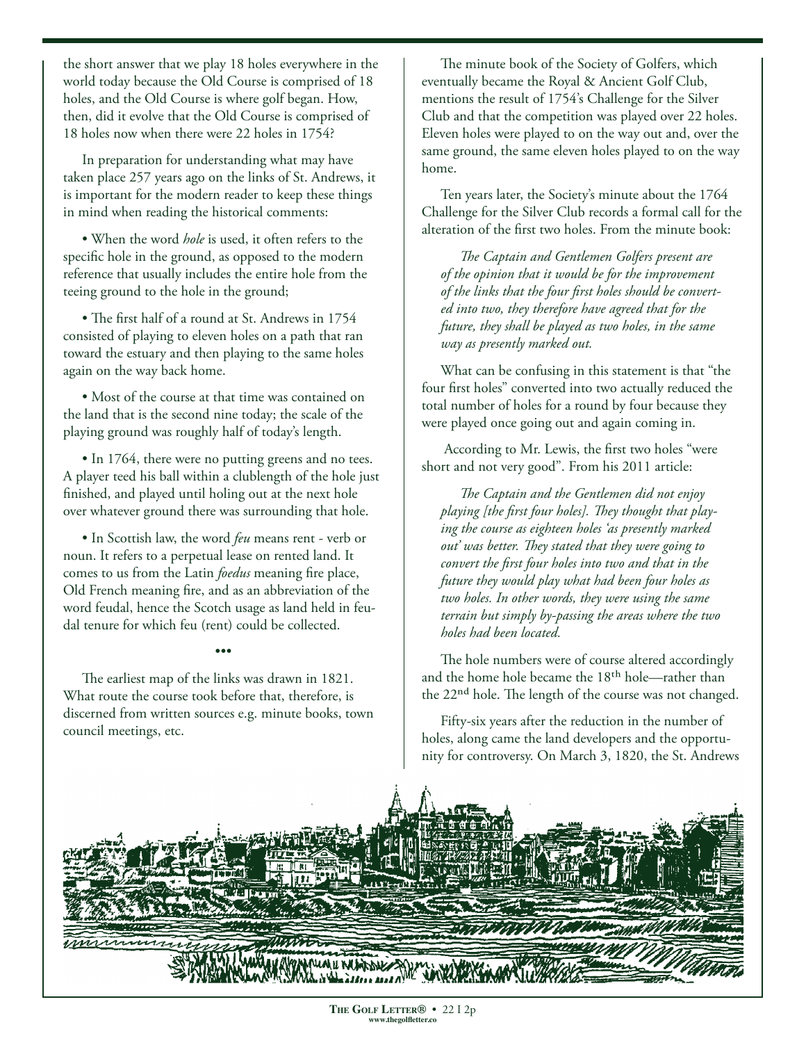the short answer that we play 18 holes everywhere in the world today because the Old Course is comprised of 18 holes, and the Old Course is where golf began. How, then, did it evolve that the Old Course is comprised of 18 holes now when there were 22 holes in 1754?

In preparation for understanding what may have taken place 257 years ago on the links of St. Andrews, it is important for the modern reader to keep these things in mind when reading the historical comments:

- When the word *hole* is used, it often refers to the specific hole in the ground, as opposed to the modern reference that usually includes the entire hole from the teeing ground to the hole in the ground;

- The first half of a round at St. Andrews in 1754 consisted of playing to eleven holes on a path that ran toward the estuary and then playing to the same holes again on the way back home.

- Most of the course at that time was contained on the land that is the second nine today; the scale of the playing ground was roughly half of today's length.

- In 1764, there were no putting greens and no tees. A player teed his ball within a clublength of the hole just finished, and played until holing out at the next hole over whatever ground there was surrounding that hole.

- In Scottish law, the word *feu* means rent - verb or noun. It refers to a perpetual lease on rented land. It comes to us from the Latin *foedus* meaning fire place, Old French meaning fire, and as an abbreviation of the word feudal, hence the Scotch usage as land held in feudal tenure for which feu (rent) could be collected.

•••

The earliest map of the links was drawn in 1821. What route the course took before that, therefore, is discerned from written sources e.g. minute books, town council meetings, etc.

The minute book of the Society of Golfers, which eventually became the Royal & Ancient Golf Club, mentions the result of 1754's Challenge for the Silver Club and that the competition was played over 22 holes. Eleven holes were played to on the way out and, over the same ground, the same eleven holes played to on the way home.

Ten years later, the Society's minute about the 1764 Challenge for the Silver Club records a formal call for the alteration of the first two holes. From the minute book:

> *The Captain and Gentlemen Golfers present are of the opinion that it would be for the improvement of the links that the four first holes should be converted into two, they therefore have agreed that for the future, they shall be played as two holes, in the same way as presently marked out.*

What can be confusing in this statement is that "the four first holes" converted into two actually reduced the total number of holes for a round by four because they were played once going out and again coming in.

According to Mr. Lewis, the first two holes "were short and not very good". From his 2011 article:

> *The Captain and the Gentlemen did not enjoy playing [the first four holes]. They thought that playing the course as eighteen holes 'as presently marked out' was better. They stated that they were going to convert the first four holes into two and that in the future they would play what had been four holes as two holes. In other words, they were using the same terrain but simply by-passing the areas where the two holes had been located.*

The hole numbers were of course altered accordingly and the home hole became the 18th hole—rather than the 22nd hole. The length of the course was not changed.

Fifty-six years after the reduction in the number of holes, along came the land developers and the opportunity for controversy. On March 3, 1820, the St. Andrews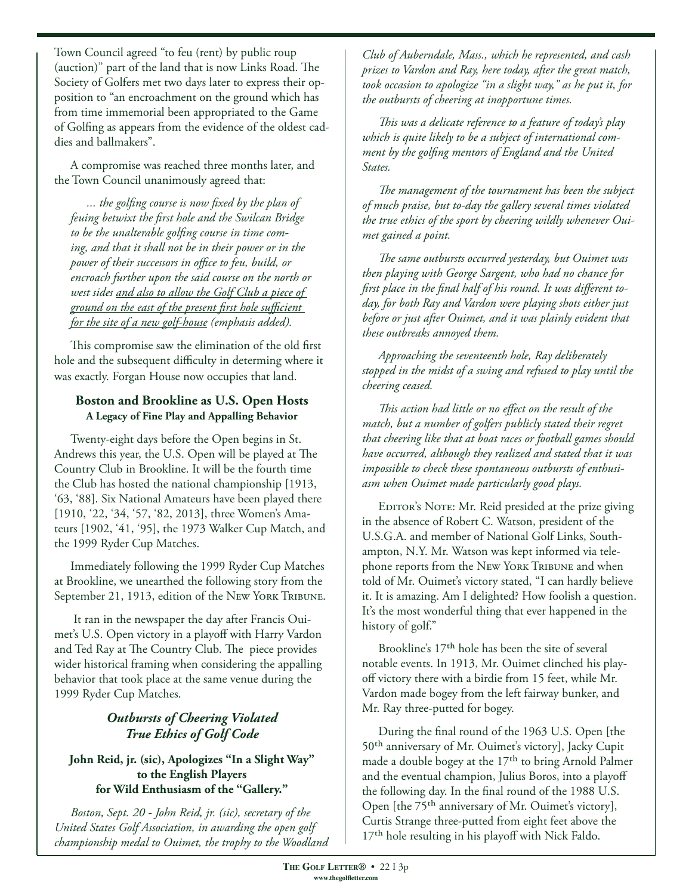Town Council agreed "to feu (rent) by public roup (auction)" part of the land that is now Links Road. The Society of Golfers met two days later to express their opposition to "an encroachment on the ground which has from time immemorial been appropriated to the Game of Golfing as appears from the evidence of the oldest caddies and ballmakers".

A compromise was reached three months later, and the Town Council unanimously agreed that:

> *... the golfing course is now fixed by the plan of feuing betwixt the first hole and the Swilcan Bridge to be the unalterable golfing course in time coming, and that it shall not be in their power or in the power of their successors in office to feu, build, or encroach further upon the said course on the north or west sides <u>and also to allow the Golf Club a piece of ground on the east of the present first hole sufficient for the site of a new golf-house</u> (emphasis added).*

This compromise saw the elimination of the old first hole and the subsequent difficulty in determing where it was exactly. Forgan House now occupies that land.

### Boston and Brookline as U.S. Open Hosts
**A Legacy of Fine Play and Appalling Behavior**

Twenty-eight days before the Open begins in St. Andrews this year, the U.S. Open will be played at The Country Club in Brookline. It will be the fourth time the Club has hosted the national championship [1913, '63, '88]. Six National Amateurs have been played there [1910, '22, '34, '57, '82, 2013], three Women's Amateurs [1902, '41, '95], the 1973 Walker Cup Match, and the 1999 Ryder Cup Matches.

Immediately following the 1999 Ryder Cup Matches at Brookline, we unearthed the following story from the September 21, 1913, edition of the New York Tribune.

It ran in the newspaper the day after Francis Ouimet's U.S. Open victory in a playoff with Harry Vardon and Ted Ray at The Country Club. The piece provides wider historical framing when considering the appalling behavior that took place at the same venue during the 1999 Ryder Cup Matches.

#### *Outbursts of Cheering Violated True Ethics of Golf Code*

**John Reid, jr. (sic), Apologizes "In a Slight Way" to the English Players for Wild Enthusiasm of the "Gallery."**

*Boston, Sept. 20 - John Reid, jr. (sic), secretary of the United States Golf Association, in awarding the open golf championship medal to Ouimet, the trophy to the Woodland Club of Auberndale, Mass., which he represented, and cash prizes to Vardon and Ray, here today, after the great match, took occasion to apologize "in a slight way," as he put it, for the outbursts of cheering at inopportune times.*

*This was a delicate reference to a feature of today's play which is quite likely to be a subject of international comment by the golfing mentors of England and the United States.*

*The management of the tournament has been the subject of much praise, but to-day the gallery several times violated the true ethics of the sport by cheering wildly whenever Ouimet gained a point.*

*The same outbursts occurred yesterday, but Ouimet was then playing with George Sargent, who had no chance for first place in the final half of his round. It was different today, for both Ray and Vardon were playing shots either just before or just after Ouimet, and it was plainly evident that these outbreaks annoyed them.*

*Approaching the seventeenth hole, Ray deliberately stopped in the midst of a swing and refused to play until the cheering ceased.*

*This action had little or no effect on the result of the match, but a number of golfers publicly stated their regret that cheering like that at boat races or football games should have occurred, although they realized and stated that it was impossible to check these spontaneous outbursts of enthusiasm when Ouimet made particularly good plays.*

Editor's Note: Mr. Reid presided at the prize giving in the absence of Robert C. Watson, president of the U.S.G.A. and member of National Golf Links, Southampton, N.Y. Mr. Watson was kept informed via telephone reports from the New York Tribune and when told of Mr. Ouimet's victory stated, "I can hardly believe it. It is amazing. Am I delighted? How foolish a question. It's the most wonderful thing that ever happened in the history of golf."

Brookline's 17th hole has been the site of several notable events. In 1913, Mr. Ouimet clinched his playoff victory there with a birdie from 15 feet, while Mr. Vardon made bogey from the left fairway bunker, and Mr. Ray three-putted for bogey.

During the final round of the 1963 U.S. Open [the 50th anniversary of Mr. Ouimet's victory], Jacky Cupit made a double bogey at the 17th to bring Arnold Palmer and the eventual champion, Julius Boros, into a playoff the following day. In the final round of the 1988 U.S. Open [the 75th anniversary of Mr. Ouimet's victory], Curtis Strange three-putted from eight feet above the 17th hole resulting in his playoff with Nick Faldo.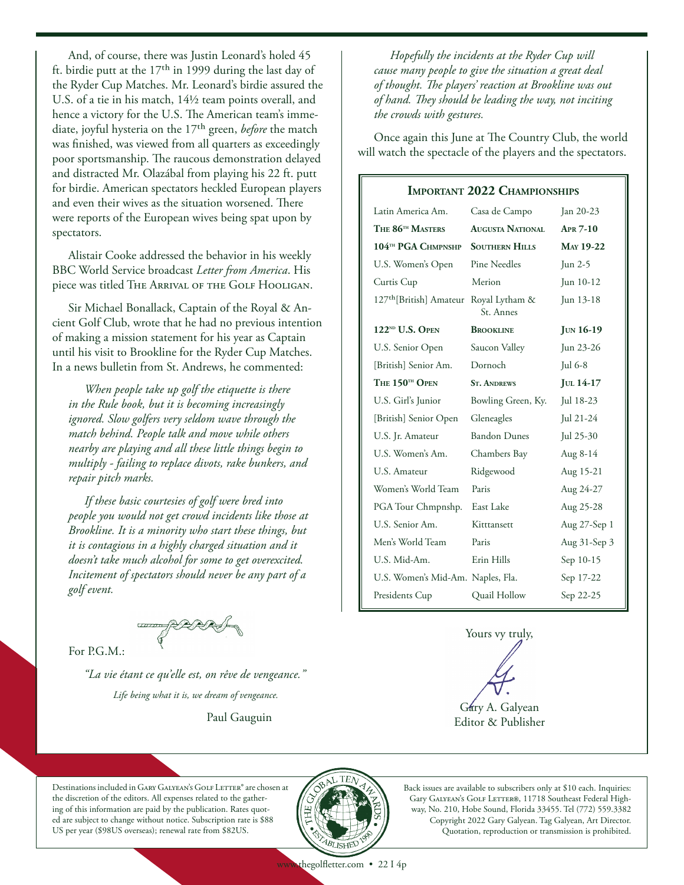And, of course, there was Justin Leonard's holed 45 ft. birdie putt at the 17th in 1999 during the last day of the Ryder Cup Matches. Mr. Leonard's birdie assured the U.S. of a tie in his match, 14½ team points overall, and hence a victory for the U.S. The American team's immediate, joyful hysteria on the 17th green, *before* the match was finished, was viewed from all quarters as exceedingly poor sportsmanship. The raucous demonstration delayed and distracted Mr. Olazábal from playing his 22 ft. putt for birdie. American spectators heckled European players and even their wives as the situation worsened. There were reports of the European wives being spat upon by spectators.

Alistair Cooke addressed the behavior in his weekly BBC World Service broadcast *Letter from America*. His piece was titled The Arrival of the Golf Hooligan.

Sir Michael Bonallack, Captain of the Royal & Ancient Golf Club, wrote that he had no previous intention of making a mission statement for his year as Captain until his visit to Brookline for the Ryder Cup Matches. In a news bulletin from St. Andrews, he commented:

> *When people take up golf the etiquette is there in the Rule book, but it is becoming increasingly ignored. Slow golfers very seldom wave through the match behind. People talk and move while others nearby are playing and all these little things begin to multiply - failing to replace divots, rake bunkers, and repair pitch marks.*
>
> *If these basic courtesies of golf were bred into people you would not get crowd incidents like those at Brookline. It is a minority who start these things, but it is contagious in a highly charged situation and it doesn't take much alcohol for some to get overexcited. Incitement of spectators should never be any part of a golf event.*

*Hopefully the incidents at the Ryder Cup will cause many people to give the situation a great deal of thought. The players' reaction at Brookline was out of hand. They should be leading the way, not inciting the crowds with gestures.*

Once again this June at The Country Club, the world will watch the spectacle of the players and the spectators.

**Important 2022 Championships**

| | | |
|---|---|---|
| Latin America Am. | Casa de Campo | Jan 20-23 |
| **The 86th Masters** | **Augusta National** | **Apr 7-10** |
| **104th PGA Chmpnshp** | **Southern Hills** | **May 19-22** |
| U.S. Women's Open | Pine Needles | Jun 2-5 |
| Curtis Cup | Merion | Jun 10-12 |
| 127th[British] Amateur | Royal Lytham & St. Annes | Jun 13-18 |
| **122nd U.S. Open** | **Brookline** | **Jun 16-19** |
| U.S. Senior Open | Saucon Valley | Jun 23-26 |
| [British] Senior Am. | Dornoch | Jul 6-8 |
| **The 150th Open** | **St. Andrews** | **Jul 14-17** |
| U.S. Girl's Junior | Bowling Green, Ky. | Jul 18-23 |
| [British] Senior Open | Gleneagles | Jul 21-24 |
| U.S. Jr. Amateur | Bandon Dunes | Jul 25-30 |
| U.S. Women's Am. | Chambers Bay | Aug 8-14 |
| U.S. Amateur | Ridgewood | Aug 15-21 |
| Women's World Team | Paris | Aug 24-27 |
| PGA Tour Chmpnshp. | East Lake | Aug 25-28 |
| U.S. Senior Am. | Kitttansett | Aug 27-Sep 1 |
| Men's World Team | Paris | Aug 31-Sep 3 |
| U.S. Mid-Am. | Erin Hills | Sep 10-15 |
| U.S. Women's Mid-Am. | Naples, Fla. | Sep 17-22 |
| Presidents Cup | Quail Hollow | Sep 22-25 |

For P.G.M.:

*"La vie étant ce qu'elle est, on rêve de vengeance."*

*Life being what it is, we dream of vengeance.*

Paul Gauguin

Yours vy truly,

Gary A. Galyean
Editor & Publisher

Destinations included in Gary Galyean's Golf Letter® are chosen at the discretion of the editors. All expenses related to the gathering of this information are paid by the publication. Rates quoted are subject to change without notice. Subscription rate is $88 US per year ($98US overseas); renewal rate from $82US.

Back issues are available to subscribers only at $10 each. Inquiries: Gary Galyean's Golf Letter®, 11718 Southeast Federal Highway, No. 210, Hobe Sound, Florida 33455. Tel (772) 559.3382 Copyright 2022 Gary Galyean. Tag Galyean, Art Director. Quotation, reproduction or transmission is prohibited.

www.thegolfletter.com • 22 I 4p